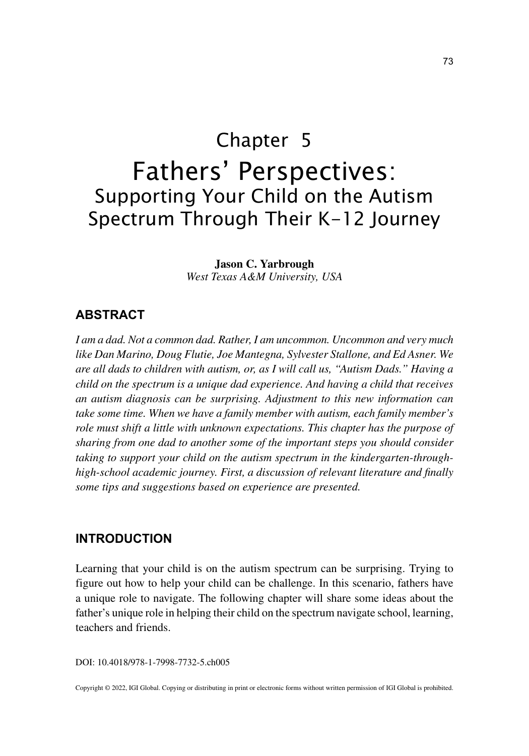# Chapter 5

# Fathers' Perspectives:
## Supporting Your Child on the Autism Spectrum Through Their K-12 Journey

**Jason C. Yarbrough**
*West Texas A&M University, USA*

## ABSTRACT

*I am a dad. Not a common dad. Rather, I am uncommon. Uncommon and very much like Dan Marino, Doug Flutie, Joe Mantegna, Sylvester Stallone, and Ed Asner. We are all dads to children with autism, or, as I will call us, "Autism Dads." Having a child on the spectrum is a unique dad experience. And having a child that receives an autism diagnosis can be surprising. Adjustment to this new information can take some time. When we have a family member with autism, each family member's role must shift a little with unknown expectations. This chapter has the purpose of sharing from one dad to another some of the important steps you should consider taking to support your child on the autism spectrum in the kindergarten-through-high-school academic journey. First, a discussion of relevant literature and finally some tips and suggestions based on experience are presented.*

## INTRODUCTION

Learning that your child is on the autism spectrum can be surprising. Trying to figure out how to help your child can be challenge. In this scenario, fathers have a unique role to navigate. The following chapter will share some ideas about the father's unique role in helping their child on the spectrum navigate school, learning, teachers and friends.

DOI: 10.4018/978-1-7998-7732-5.ch005

Copyright © 2022, IGI Global. Copying or distributing in print or electronic forms without written permission of IGI Global is prohibited.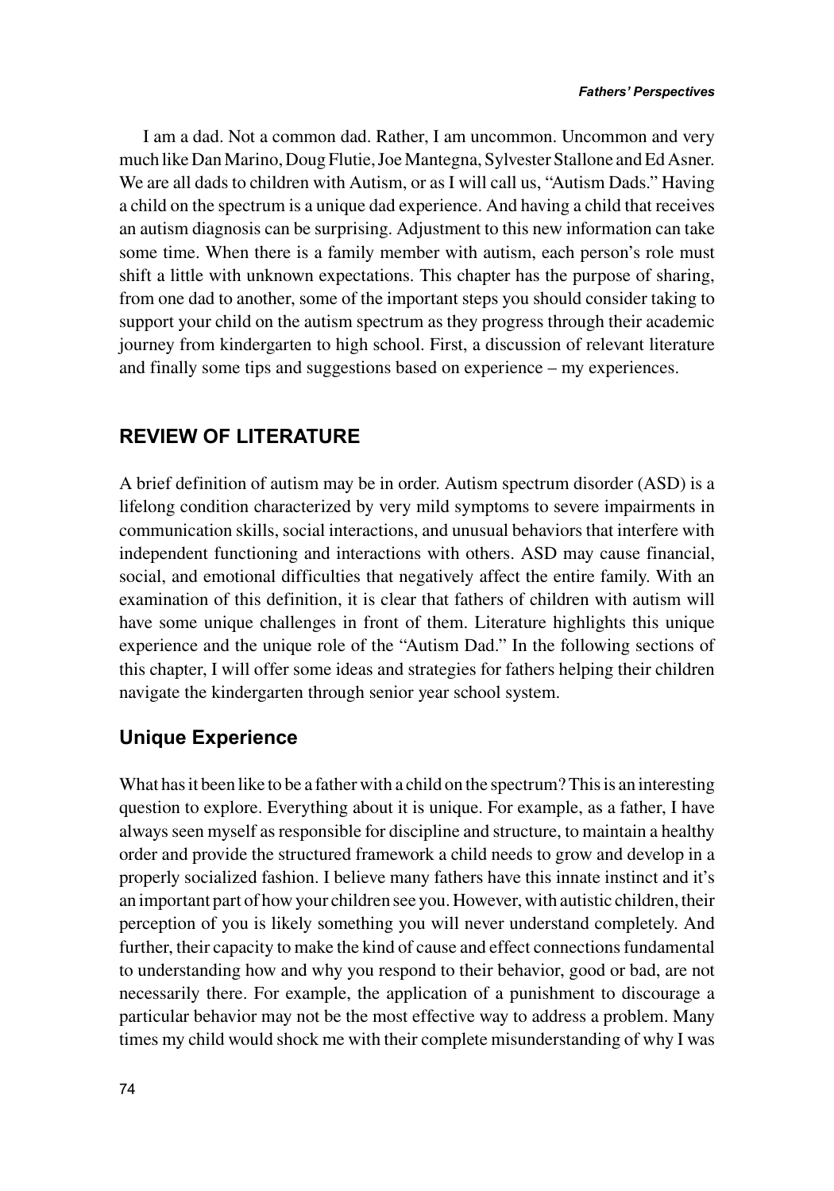I am a dad. Not a common dad. Rather, I am uncommon. Uncommon and very much like Dan Marino, Doug Flutie, Joe Mantegna, Sylvester Stallone and Ed Asner. We are all dads to children with Autism, or as I will call us, "Autism Dads." Having a child on the spectrum is a unique dad experience. And having a child that receives an autism diagnosis can be surprising. Adjustment to this new information can take some time. When there is a family member with autism, each person's role must shift a little with unknown expectations. This chapter has the purpose of sharing, from one dad to another, some of the important steps you should consider taking to support your child on the autism spectrum as they progress through their academic journey from kindergarten to high school. First, a discussion of relevant literature and finally some tips and suggestions based on experience – my experiences.

## REVIEW OF LITERATURE

A brief definition of autism may be in order. Autism spectrum disorder (ASD) is a lifelong condition characterized by very mild symptoms to severe impairments in communication skills, social interactions, and unusual behaviors that interfere with independent functioning and interactions with others. ASD may cause financial, social, and emotional difficulties that negatively affect the entire family. With an examination of this definition, it is clear that fathers of children with autism will have some unique challenges in front of them. Literature highlights this unique experience and the unique role of the "Autism Dad." In the following sections of this chapter, I will offer some ideas and strategies for fathers helping their children navigate the kindergarten through senior year school system.

### Unique Experience

What has it been like to be a father with a child on the spectrum? This is an interesting question to explore. Everything about it is unique. For example, as a father, I have always seen myself as responsible for discipline and structure, to maintain a healthy order and provide the structured framework a child needs to grow and develop in a properly socialized fashion. I believe many fathers have this innate instinct and it's an important part of how your children see you. However, with autistic children, their perception of you is likely something you will never understand completely. And further, their capacity to make the kind of cause and effect connections fundamental to understanding how and why you respond to their behavior, good or bad, are not necessarily there. For example, the application of a punishment to discourage a particular behavior may not be the most effective way to address a problem. Many times my child would shock me with their complete misunderstanding of why I was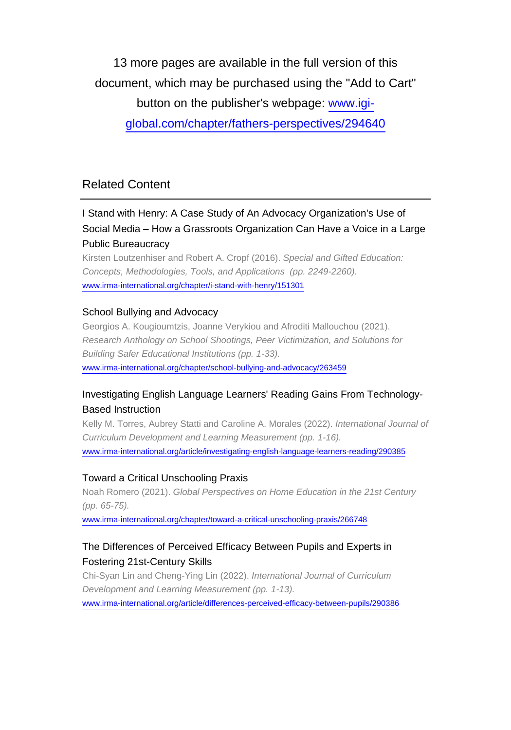13 more pages are available in the full version of this document, which may be purchased using the "Add to Cart" button on the publisher's webpage: www.igi-global.com/chapter/fathers-perspectives/294640

## Related Content

### I Stand with Henry: A Case Study of An Advocacy Organization's Use of Social Media – How a Grassroots Organization Can Have a Voice in a Large Public Bureaucracy

Kirsten Loutzenhiser and Robert A. Cropf (2016). *Special and Gifted Education: Concepts, Methodologies, Tools, and Applications (pp. 2249-2260).*

www.irma-international.org/chapter/i-stand-with-henry/151301

### School Bullying and Advocacy

Georgios A. Kougioumtzis, Joanne Verykiou and Afroditi Mallouchou (2021). *Research Anthology on School Shootings, Peer Victimization, and Solutions for Building Safer Educational Institutions (pp. 1-33).*

www.irma-international.org/chapter/school-bullying-and-advocacy/263459

### Investigating English Language Learners' Reading Gains From Technology-Based Instruction

Kelly M. Torres, Aubrey Statti and Caroline A. Morales (2022). *International Journal of Curriculum Development and Learning Measurement (pp. 1-16).*

www.irma-international.org/article/investigating-english-language-learners-reading/290385

### Toward a Critical Unschooling Praxis

Noah Romero (2021). *Global Perspectives on Home Education in the 21st Century (pp. 65-75).*

www.irma-international.org/chapter/toward-a-critical-unschooling-praxis/266748

### The Differences of Perceived Efficacy Between Pupils and Experts in Fostering 21st-Century Skills

Chi-Syan Lin and Cheng-Ying Lin (2022). *International Journal of Curriculum Development and Learning Measurement (pp. 1-13).*

www.irma-international.org/article/differences-perceived-efficacy-between-pupils/290386